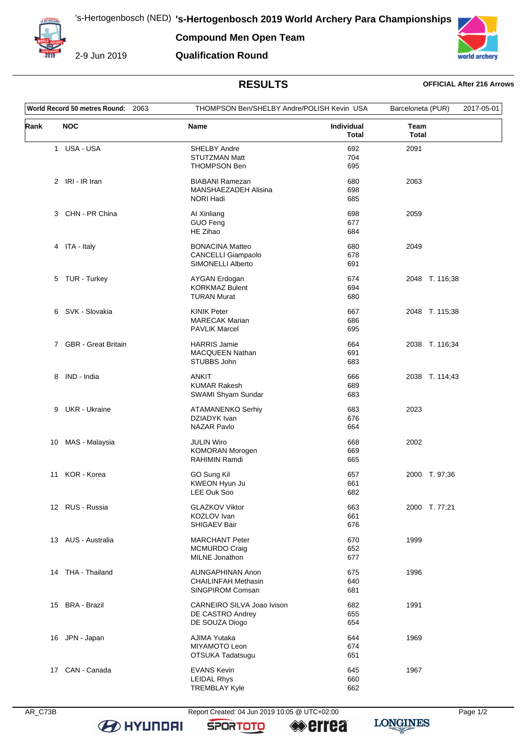's-Hertogenbosch (NED) **'s-Hertogenbosch 2019 World Archery Para Championships**

2-9 Jun 2019

**Compound Men Open Team**

**Qualification Round**

## RESULTS

**OFFICIAL After 216 Arrows**

| **World Record 50 metres Round:** 2063 | THOMPSON Ben/SHELBY Andre/POLISH Kevin USA | Barceloneta (PUR) | 2017-05-01 |
|---|---|---|---|

| Rank | NOC | Name | Individual Total | Team Total |
|---|---|---|---|---|
| 1 | USA - USA | SHELBY Andre<br>STUTZMAN Matt<br>THOMPSON Ben | 692<br>704<br>695 | 2091 |
| 2 | IRI - IR Iran | BIABANI Ramezan<br>MANSHAEZADEH Alisina<br>NORI Hadi | 680<br>698<br>685 | 2063 |
| 3 | CHN - PR China | AI Xinliang<br>GUO Feng<br>HE Zihao | 698<br>677<br>684 | 2059 |
| 4 | ITA - Italy | BONACINA Matteo<br>CANCELLI Giampaolo<br>SIMONELLI Alberto | 680<br>678<br>691 | 2049 |
| 5 | TUR - Turkey | AYGAN Erdogan<br>KORKMAZ Bulent<br>TURAN Murat | 674<br>694<br>680 | 2048 T. 116;38 |
| 6 | SVK - Slovakia | KINIK Peter<br>MARECAK Marian<br>PAVLIK Marcel | 667<br>686<br>695 | 2048 T. 115;38 |
| 7 | GBR - Great Britain | HARRIS Jamie<br>MACQUEEN Nathan<br>STUBBS John | 664<br>691<br>683 | 2038 T. 116;34 |
| 8 | IND - India | ANKIT<br>KUMAR Rakesh<br>SWAMI Shyam Sundar | 666<br>689<br>683 | 2038 T. 114;43 |
| 9 | UKR - Ukraine | ATAMANENKO Serhiy<br>DZIADYK Ivan<br>NAZAR Pavlo | 683<br>676<br>664 | 2023 |
| 10 | MAS - Malaysia | JULIN Wiro<br>KOMORAN Morogen<br>RAHIMIN Ramdi | 668<br>669<br>665 | 2002 |
| 11 | KOR - Korea | GO Sung Kil<br>KWEON Hyun Ju<br>LEE Ouk Soo | 657<br>661<br>682 | 2000 T. 97;36 |
| 12 | RUS - Russia | GLAZKOV Viktor<br>KOZLOV Ivan<br>SHIGAEV Bair | 663<br>661<br>676 | 2000 T. 77;21 |
| 13 | AUS - Australia | MARCHANT Peter<br>MCMURDO Craig<br>MILNE Jonathon | 670<br>652<br>677 | 1999 |
| 14 | THA - Thailand | AUNGAPHINAN Anon<br>CHAILINFAH Methasin<br>SINGPIROM Comsan | 675<br>640<br>681 | 1996 |
| 15 | BRA - Brazil | CARNEIRO SILVA Joao Ivison<br>DE CASTRO Andrey<br>DE SOUZA Diogo | 682<br>655<br>654 | 1991 |
| 16 | JPN - Japan | AJIMA Yutaka<br>MIYAMOTO Leon<br>OTSUKA Tadatsugu | 644<br>674<br>651 | 1969 |
| 17 | CAN - Canada | EVANS Kevin<br>LEIDAL Rhys<br>TREMBLAY Kyle | 645<br>660<br>662 | 1967 |

AR_C73B Report Created: 04 Jun 2019 10:05 @ UTC+02:00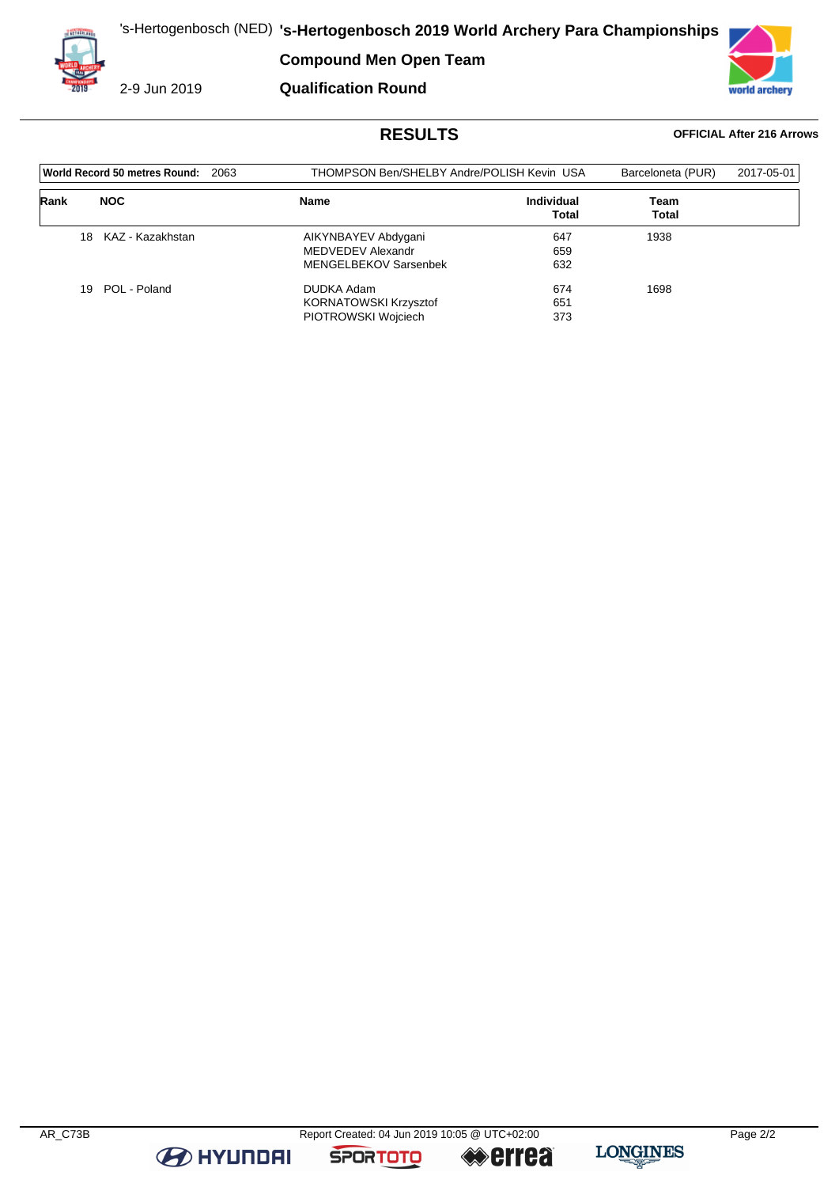# 's-Hertogenbosch 2019 World Archery Para Championships

's-Hertogenbosch (NED)

2-9 Jun 2019

**Compound Men Open Team**

**Qualification Round**

## RESULTS

**OFFICIAL After 216 Arrows**

| **World Record 50 metres Round:** | 2063 | THOMPSON Ben/SHELBY Andre/POLISH Kevin USA | Barceloneta (PUR) | 2017-05-01 |
|---|---|---|---|---|

| Rank | NOC | Name | Individual Total | Team Total |
|---|---|---|---|---|
| 18 | KAZ - Kazakhstan | AIKYNBAYEV Abdygani | 647 | 1938 |
| | | MEDVEDEV Alexandr | 659 | |
| | | MENGELBEKOV Sarsenbek | 632 | |
| 19 | POL - Poland | DUDKA Adam | 674 | 1698 |
| | | KORNATOWSKI Krzysztof | 651 | |
| | | PIOTROWSKI Wojciech | 373 | |

AR_C73B Report Created: 04 Jun 2019 10:05 @ UTC+02:00